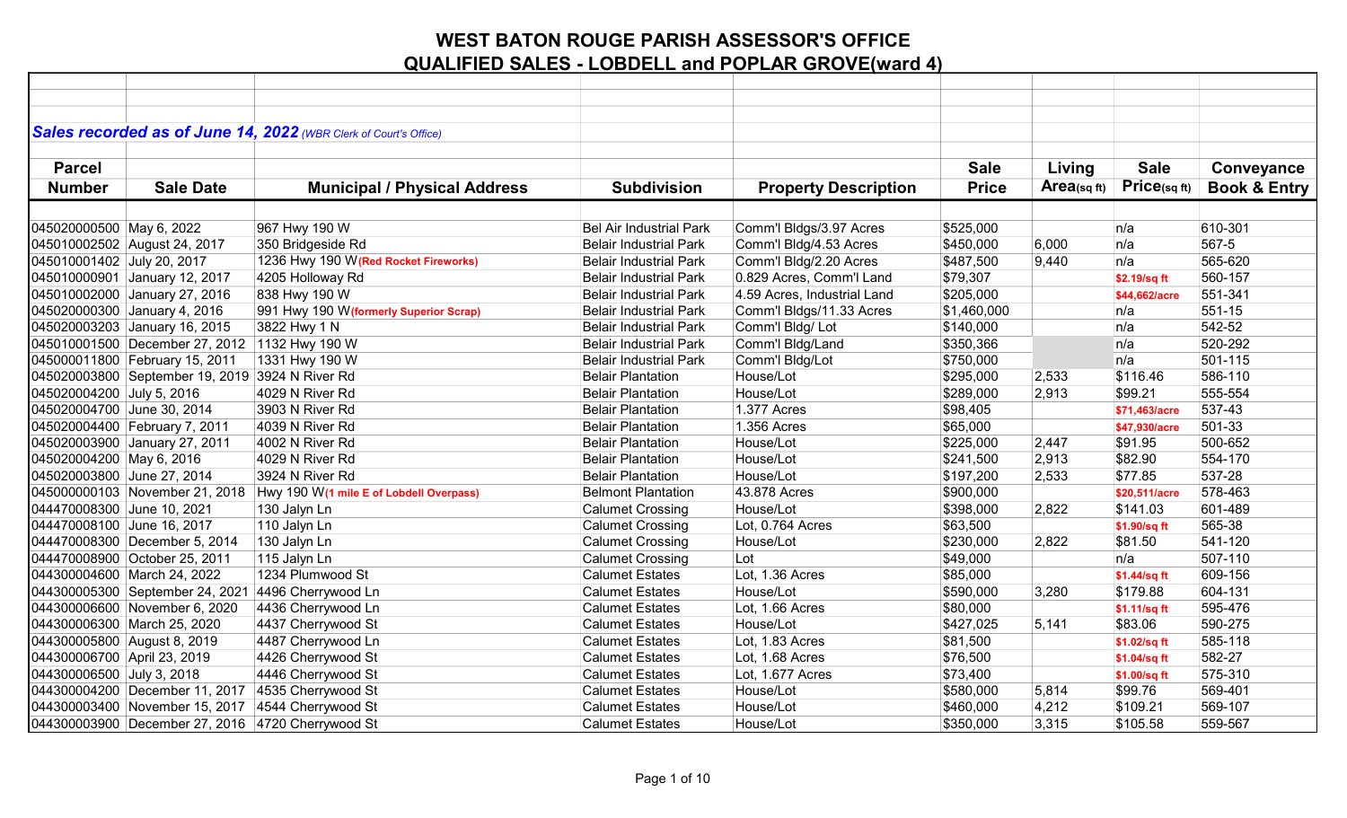# WEST BATON ROUGE PARISH ASSESSOR'S OFFICE
## QUALIFIED SALES - LOBDELL and POPLAR GROVE(ward 4)

***Sales recorded as of June 14, 2022*** *(WBR Clerk of Court's Office)*

| Parcel Number | Sale Date | Municipal / Physical Address | Subdivision | Property Description | Sale Price | Living Area(sq ft) | Sale Price(sq ft) | Conveyance Book & Entry |
|---|---|---|---|---|---|---|---|---|
| 045020000500 | May 6, 2022 | 967 Hwy 190 W | Bel Air Industrial Park | Comm'l Bldgs/3.97 Acres | $525,000 | | n/a | 610-301 |
| 045010002502 | August 24, 2017 | 350 Bridgeside Rd | Belair Industrial Park | Comm'l Bldg/4.53 Acres | $450,000 | 6,000 | n/a | 567-5 |
| 045010001402 | July 20, 2017 | 1236 Hwy 190 W **(Red Rocket Fireworks)** | Belair Industrial Park | Comm'l Bldg/2.20 Acres | $487,500 | 9,440 | n/a | 565-620 |
| 045010000901 | January 12, 2017 | 4205 Holloway Rd | Belair Industrial Park | 0.829 Acres, Comm'l Land | $79,307 | | **$2.19/sq ft** | 560-157 |
| 045010002000 | January 27, 2016 | 838 Hwy 190 W | Belair Industrial Park | 4.59 Acres, Industrial Land | $205,000 | | **$44,662/acre** | 551-341 |
| 045020000300 | January 4, 2016 | 991 Hwy 190 W **(formerly Superior Scrap)** | Belair Industrial Park | Comm'l Bldgs/11.33 Acres | $1,460,000 | | n/a | 551-15 |
| 045020003203 | January 16, 2015 | 3822 Hwy 1 N | Belair Industrial Park | Comm'l Bldg/ Lot | $140,000 | | n/a | 542-52 |
| 045010001500 | December 27, 2012 | 1132 Hwy 190 W | Belair Industrial Park | Comm'l Bldg/Land | $350,366 | | n/a | 520-292 |
| 045000011800 | February 15, 2011 | 1331 Hwy 190 W | Belair Industrial Park | Comm'l Bldg/Lot | $750,000 | | n/a | 501-115 |
| 045020003800 | September 19, 2019 | 3924 N River Rd | Belair Plantation | House/Lot | $295,000 | 2,533 | $116.46 | 586-110 |
| 045020004200 | July 5, 2016 | 4029 N River Rd | Belair Plantation | House/Lot | $289,000 | 2,913 | $99.21 | 555-554 |
| 045020004700 | June 30, 2014 | 3903 N River Rd | Belair Plantation | 1.377 Acres | $98,405 | | **$71,463/acre** | 537-43 |
| 045020004400 | February 7, 2011 | 4039 N River Rd | Belair Plantation | 1.356 Acres | $65,000 | | **$47,930/acre** | 501-33 |
| 045020003900 | January 27, 2011 | 4002 N River Rd | Belair Plantation | House/Lot | $225,000 | 2,447 | $91.95 | 500-652 |
| 045020004200 | May 6, 2016 | 4029 N River Rd | Belair Plantation | House/Lot | $241,500 | 2,913 | $82.90 | 554-170 |
| 045020003800 | June 27, 2014 | 3924 N River Rd | Belair Plantation | House/Lot | $197,200 | 2,533 | $77.85 | 537-28 |
| 045000000103 | November 21, 2018 | Hwy 190 W **(1 mile E of Lobdell Overpass)** | Belmont Plantation | 43.878 Acres | $900,000 | | **$20,511/acre** | 578-463 |
| 044470008300 | June 10, 2021 | 130 Jalyn Ln | Calumet Crossing | House/Lot | $398,000 | 2,822 | $141.03 | 601-489 |
| 044470008100 | June 16, 2017 | 110 Jalyn Ln | Calumet Crossing | Lot, 0.764 Acres | $63,500 | | **$1.90/sq ft** | 565-38 |
| 044470008300 | December 5, 2014 | 130 Jalyn Ln | Calumet Crossing | House/Lot | $230,000 | 2,822 | $81.50 | 541-120 |
| 044470008900 | October 25, 2011 | 115 Jalyn Ln | Calumet Crossing | Lot | $49,000 | | n/a | 507-110 |
| 044300004600 | March 24, 2022 | 1234 Plumwood St | Calumet Estates | Lot, 1.36 Acres | $85,000 | | **$1.44/sq ft** | 609-156 |
| 044300005300 | September 24, 2021 | 4496 Cherrywood Ln | Calumet Estates | House/Lot | $590,000 | 3,280 | $179.88 | 604-131 |
| 044300006600 | November 6, 2020 | 4436 Cherrywood Ln | Calumet Estates | Lot, 1.66 Acres | $80,000 | | **$1.11/sq ft** | 595-476 |
| 044300006300 | March 25, 2020 | 4437 Cherrywood St | Calumet Estates | House/Lot | $427,025 | 5,141 | $83.06 | 590-275 |
| 044300005800 | August 8, 2019 | 4487 Cherrywood Ln | Calumet Estates | Lot, 1.83 Acres | $81,500 | | **$1.02/sq ft** | 585-118 |
| 044300006700 | April 23, 2019 | 4426 Cherrywood St | Calumet Estates | Lot, 1.68 Acres | $76,500 | | **$1.04/sq ft** | 582-27 |
| 044300006500 | July 3, 2018 | 4446 Cherrywood St | Calumet Estates | Lot, 1.677 Acres | $73,400 | | **$1.00/sq ft** | 575-310 |
| 044300004200 | December 11, 2017 | 4535 Cherrywood St | Calumet Estates | House/Lot | $580,000 | 5,814 | $99.76 | 569-401 |
| 044300003400 | November 15, 2017 | 4544 Cherrywood St | Calumet Estates | House/Lot | $460,000 | 4,212 | $109.21 | 569-107 |
| 044300003900 | December 27, 2016 | 4720 Cherrywood St | Calumet Estates | House/Lot | $350,000 | 3,315 | $105.58 | 559-567 |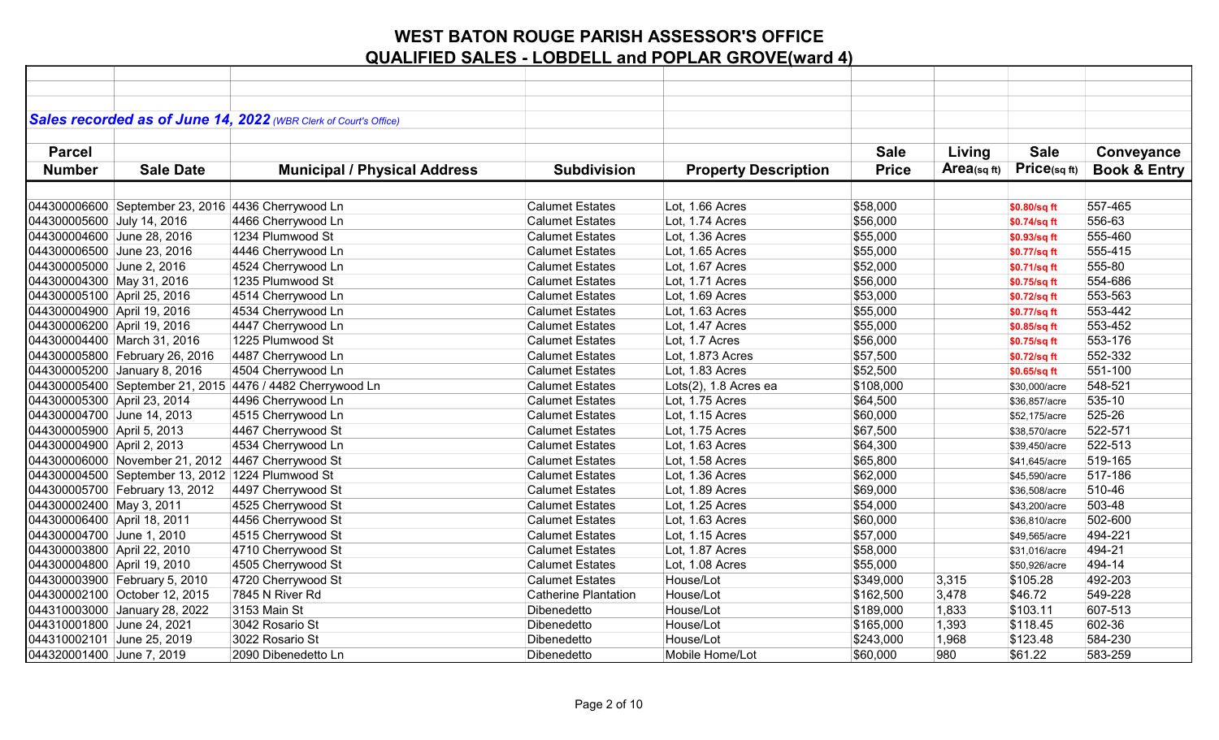# WEST BATON ROUGE PARISH ASSESSOR'S OFFICE
## QUALIFIED SALES - LOBDELL and POPLAR GROVE(ward 4)

***Sales recorded as of June 14, 2022*** *(WBR Clerk of Court's Office)*

| Parcel Number | Sale Date | Municipal / Physical Address | Subdivision | Property Description | Sale Price | Living Area(sq ft) | Sale Price(sq ft) | Conveyance Book & Entry |
|---|---|---|---|---|---|---|---|---|
| 044300006600 | September 23, 2016 | 4436 Cherrywood Ln | Calumet Estates | Lot, 1.66 Acres | $58,000 | | $0.80/sq ft | 557-465 |
| 044300005600 | July 14, 2016 | 4466 Cherrywood Ln | Calumet Estates | Lot, 1.74 Acres | $56,000 | | $0.74/sq ft | 556-63 |
| 044300004600 | June 28, 2016 | 1234 Plumwood St | Calumet Estates | Lot, 1.36 Acres | $55,000 | | $0.93/sq ft | 555-460 |
| 044300006500 | June 23, 2016 | 4446 Cherrywood Ln | Calumet Estates | Lot, 1.65 Acres | $55,000 | | $0.77/sq ft | 555-415 |
| 044300005000 | June 2, 2016 | 4524 Cherrywood Ln | Calumet Estates | Lot, 1.67 Acres | $52,000 | | $0.71/sq ft | 555-80 |
| 044300004300 | May 31, 2016 | 1235 Plumwood St | Calumet Estates | Lot, 1.71 Acres | $56,000 | | $0.75/sq ft | 554-686 |
| 044300005100 | April 25, 2016 | 4514 Cherrywood Ln | Calumet Estates | Lot, 1.69 Acres | $53,000 | | $0.72/sq ft | 553-563 |
| 044300004900 | April 19, 2016 | 4534 Cherrywood Ln | Calumet Estates | Lot, 1.63 Acres | $55,000 | | $0.77/sq ft | 553-442 |
| 044300006200 | April 19, 2016 | 4447 Cherrywood Ln | Calumet Estates | Lot, 1.47 Acres | $55,000 | | $0.85/sq ft | 553-452 |
| 044300004400 | March 31, 2016 | 1225 Plumwood St | Calumet Estates | Lot, 1.7 Acres | $56,000 | | $0.75/sq ft | 553-176 |
| 044300005800 | February 26, 2016 | 4487 Cherrywood Ln | Calumet Estates | Lot, 1.873 Acres | $57,500 | | $0.72/sq ft | 552-332 |
| 044300005200 | January 8, 2016 | 4504 Cherrywood Ln | Calumet Estates | Lot, 1.83 Acres | $52,500 | | $0.65/sq ft | 551-100 |
| 044300005400 | September 21, 2015 | 4476 / 4482 Cherrywood Ln | Calumet Estates | Lots(2), 1.8 Acres ea | $108,000 | | $30,000/acre | 548-521 |
| 044300005300 | April 23, 2014 | 4496 Cherrywood Ln | Calumet Estates | Lot, 1.75 Acres | $64,500 | | $36,857/acre | 535-10 |
| 044300004700 | June 14, 2013 | 4515 Cherrywood Ln | Calumet Estates | Lot, 1.15 Acres | $60,000 | | $52,175/acre | 525-26 |
| 044300005900 | April 5, 2013 | 4467 Cherrywood St | Calumet Estates | Lot, 1.75 Acres | $67,500 | | $38,570/acre | 522-571 |
| 044300004900 | April 2, 2013 | 4534 Cherrywood Ln | Calumet Estates | Lot, 1.63 Acres | $64,300 | | $39,450/acre | 522-513 |
| 044300006000 | November 21, 2012 | 4467 Cherrywood St | Calumet Estates | Lot, 1.58 Acres | $65,800 | | $41,645/acre | 519-165 |
| 044300004500 | September 13, 2012 | 1224 Plumwood St | Calumet Estates | Lot, 1.36 Acres | $62,000 | | $45,590/acre | 517-186 |
| 044300005700 | February 13, 2012 | 4497 Cherrywood St | Calumet Estates | Lot, 1.89 Acres | $69,000 | | $36,508/acre | 510-46 |
| 044300002400 | May 3, 2011 | 4525 Cherrywood St | Calumet Estates | Lot, 1.25 Acres | $54,000 | | $43,200/acre | 503-48 |
| 044300006400 | April 18, 2011 | 4456 Cherrywood St | Calumet Estates | Lot, 1.63 Acres | $60,000 | | $36,810/acre | 502-600 |
| 044300004700 | June 1, 2010 | 4515 Cherrywood St | Calumet Estates | Lot, 1.15 Acres | $57,000 | | $49,565/acre | 494-221 |
| 044300003800 | April 22, 2010 | 4710 Cherrywood St | Calumet Estates | Lot, 1.87 Acres | $58,000 | | $31,016/acre | 494-21 |
| 044300004800 | April 19, 2010 | 4505 Cherrywood St | Calumet Estates | Lot, 1.08 Acres | $55,000 | | $50,926/acre | 494-14 |
| 044300003900 | February 5, 2010 | 4720 Cherrywood St | Calumet Estates | House/Lot | $349,000 | 3,315 | $105.28 | 492-203 |
| 044300002100 | October 12, 2015 | 7845 N River Rd | Catherine Plantation | House/Lot | $162,500 | 3,478 | $46.72 | 549-228 |
| 044310003000 | January 28, 2022 | 3153 Main St | Dibenedetto | House/Lot | $189,000 | 1,833 | $103.11 | 607-513 |
| 044310001800 | June 24, 2021 | 3042 Rosario St | Dibenedetto | House/Lot | $165,000 | 1,393 | $118.45 | 602-36 |
| 044310002101 | June 25, 2019 | 3022 Rosario St | Dibenedetto | House/Lot | $243,000 | 1,968 | $123.48 | 584-230 |
| 044320001400 | June 7, 2019 | 2090 Dibenedetto Ln | Dibenedetto | Mobile Home/Lot | $60,000 | 980 | $61.22 | 583-259 |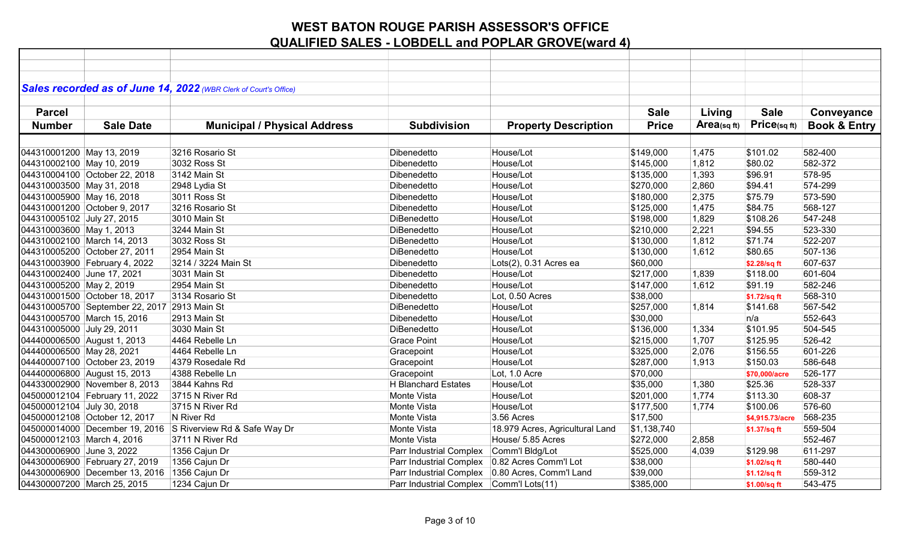# WEST BATON ROUGE PARISH ASSESSOR'S OFFICE
## QUALIFIED SALES - LOBDELL and POPLAR GROVE(ward 4)

***Sales recorded as of June 14, 2022** (WBR Clerk of Court's Office)*

| Parcel Number | Sale Date | Municipal / Physical Address | Subdivision | Property Description | Sale Price | Living Area(sq ft) | Sale Price(sq ft) | Conveyance Book & Entry |
|---|---|---|---|---|---|---|---|---|
| 044310001200 | May 13, 2019 | 3216 Rosario St | Dibenedetto | House/Lot | $149,000 | 1,475 | $101.02 | 582-400 |
| 044310002100 | May 10, 2019 | 3032 Ross St | Dibenedetto | House/Lot | $145,000 | 1,812 | $80.02 | 582-372 |
| 044310004100 | October 22, 2018 | 3142 Main St | Dibenedetto | House/Lot | $135,000 | 1,393 | $96.91 | 578-95 |
| 044310003500 | May 31, 2018 | 2948 Lydia St | Dibenedetto | House/Lot | $270,000 | 2,860 | $94.41 | 574-299 |
| 044310005900 | May 16, 2018 | 3011 Ross St | Dibenedetto | House/Lot | $180,000 | 2,375 | $75.79 | 573-590 |
| 044310001200 | October 9, 2017 | 3216 Rosario St | Dibenedetto | House/Lot | $125,000 | 1,475 | $84.75 | 568-127 |
| 044310005102 | July 27, 2015 | 3010 Main St | DiBenedetto | House/Lot | $198,000 | 1,829 | $108.26 | 547-248 |
| 044310003600 | May 1, 2013 | 3244 Main St | DiBenedetto | House/Lot | $210,000 | 2,221 | $94.55 | 523-330 |
| 044310002100 | March 14, 2013 | 3032 Ross St | DiBenedetto | House/Lot | $130,000 | 1,812 | $71.74 | 522-207 |
| 044310005200 | October 27, 2011 | 2954 Main St | DiBenedetto | House/Lot | $130,000 | 1,612 | $80.65 | 507-136 |
| 044310003900 | February 4, 2022 | 3214 / 3224 Main St | Dibenedetto | Lots(2), 0.31 Acres ea | $60,000 | | $2.28/sq ft | 607-637 |
| 044310002400 | June 17, 2021 | 3031 Main St | Dibenedetto | House/Lot | $217,000 | 1,839 | $118.00 | 601-604 |
| 044310005200 | May 2, 2019 | 2954 Main St | Dibenedetto | House/Lot | $147,000 | 1,612 | $91.19 | 582-246 |
| 044310001500 | October 18, 2017 | 3134 Rosario St | Dibenedetto | Lot, 0.50 Acres | $38,000 | | $1.72/sq ft | 568-310 |
| 044310005700 | September 22, 2017 | 2913 Main St | DiBenedetto | House/Lot | $257,000 | 1,814 | $141.68 | 567-542 |
| 044310005700 | March 15, 2016 | 2913 Main St | Dibenedetto | House/Lot | $30,000 | | n/a | 552-643 |
| 044310005000 | July 29, 2011 | 3030 Main St | DiBenedetto | House/Lot | $136,000 | 1,334 | $101.95 | 504-545 |
| 044400006500 | August 1, 2013 | 4464 Rebelle Ln | Grace Point | House/Lot | $215,000 | 1,707 | $125.95 | 526-42 |
| 044400006500 | May 28, 2021 | 4464 Rebelle Ln | Gracepoint | House/Lot | $325,000 | 2,076 | $156.55 | 601-226 |
| 044400007100 | October 23, 2019 | 4379 Rosedale Rd | Gracepoint | House/Lot | $287,000 | 1,913 | $150.03 | 586-648 |
| 044400006800 | August 15, 2013 | 4388 Rebelle Ln | Gracepoint | Lot, 1.0 Acre | $70,000 | | $70,000/acre | 526-177 |
| 044330002900 | November 8, 2013 | 3844 Kahns Rd | H Blanchard Estates | House/Lot | $35,000 | 1,380 | $25.36 | 528-337 |
| 045000012104 | February 11, 2022 | 3715 N River Rd | Monte Vista | House/Lot | $201,000 | 1,774 | $113.30 | 608-37 |
| 045000012104 | July 30, 2018 | 3715 N River Rd | Monte Vista | House/Lot | $177,500 | 1,774 | $100.06 | 576-60 |
| 045000012108 | October 12, 2017 | N River Rd | Monte Vista | 3.56 Acres | $17,500 | | $4,915.73/acre | 568-235 |
| 045000014000 | December 19, 2016 | S Riverview Rd & Safe Way Dr | Monte Vista | 18.979 Acres, Agricultural Land | $1,138,740 | | $1.37/sq ft | 559-504 |
| 045000012103 | March 4, 2016 | 3711 N River Rd | Monte Vista | House/ 5.85 Acres | $272,000 | 2,858 | | 552-467 |
| 044300006900 | June 3, 2022 | 1356 Cajun Dr | Parr Industrial Complex | Comm'l Bldg/Lot | $525,000 | 4,039 | $129.98 | 611-297 |
| 044300006900 | February 27, 2019 | 1356 Cajun Dr | Parr Industrial Complex | 0.82 Acres Comm'l Lot | $38,000 | | $1.02/sq ft | 580-440 |
| 044300006900 | December 13, 2016 | 1356 Cajun Dr | Parr Industrial Complex | 0.80 Acres, Comm'l Land | $39,000 | | $1.12/sq ft | 559-312 |
| 044300007200 | March 25, 2015 | 1234 Cajun Dr | Parr Industrial Complex | Comm'l Lots(11) | $385,000 | | $1.00/sq ft | 543-475 |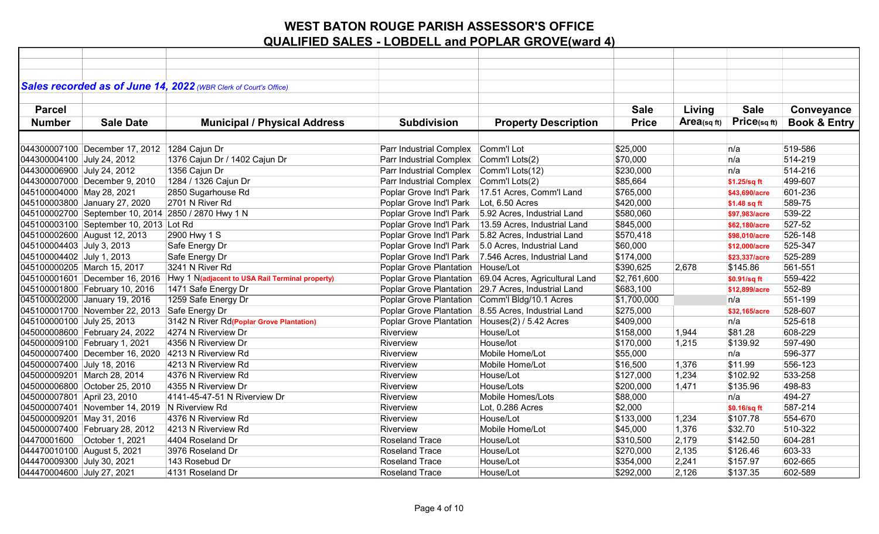# WEST BATON ROUGE PARISH ASSESSOR'S OFFICE
## QUALIFIED SALES - LOBDELL and POPLAR GROVE(ward 4)

***Sales recorded as of June 14, 2022** (WBR Clerk of Court's Office)*

| Parcel Number | Sale Date | Municipal / Physical Address | Subdivision | Property Description | Sale Price | Living Area(sq ft) | Sale Price(sq ft) | Conveyance Book & Entry |
|---|---|---|---|---|---|---|---|---|
| 044300007100 | December 17, 2012 | 1284 Cajun Dr | Parr Industrial Complex | Comm'l Lot | $25,000 | | n/a | 519-586 |
| 044300004100 | July 24, 2012 | 1376 Cajun Dr / 1402 Cajun Dr | Parr Industrial Complex | Comm'l Lots(2) | $70,000 | | n/a | 514-219 |
| 044300006900 | July 24, 2012 | 1356 Cajun Dr | Parr Industrial Complex | Comm'l Lots(12) | $230,000 | | n/a | 514-216 |
| 044300007000 | December 9, 2010 | 1284 / 1326 Cajun Dr | Parr Industrial Complex | Comm'l Lots(2) | $85,664 | | $1.25/sq ft | 499-607 |
| 045100004000 | May 28, 2021 | 2850 Sugarhouse Rd | Poplar Grove Ind'l Park | 17.51 Acres, Comm'l Land | $765,000 | | $43,690/acre | 601-236 |
| 045100003800 | January 27, 2020 | 2701 N River Rd | Poplar Grove Ind'l Park | Lot, 6.50 Acres | $420,000 | | $1.48 sq ft | 589-75 |
| 045100002700 | September 10, 2014 | 2850 / 2870 Hwy 1 N | Poplar Grove Ind'l Park | 5.92 Acres, Industrial Land | $580,060 | | $97,983/acre | 539-22 |
| 045100003100 | September 10, 2013 | Lot Rd | Poplar Grove Ind'l Park | 13.59 Acres, Industrial Land | $845,000 | | $62,180/acre | 527-52 |
| 045100002600 | August 12, 2013 | 2900 Hwy 1 S | Poplar Grove Ind'l Park | 5.82 Acres, Industrial Land | $570,418 | | $98,010/acre | 526-148 |
| 045100004403 | July 3, 2013 | Safe Energy Dr | Poplar Grove Ind'l Park | 5.0 Acres, Industrial Land | $60,000 | | $12,000/acre | 525-347 |
| 045100004402 | July 1, 2013 | Safe Energy Dr | Poplar Grove Ind'l Park | 7.546 Acres, Industrial Land | $174,000 | | $23,337/acre | 525-289 |
| 045100000205 | March 15, 2017 | 3241 N River Rd | Poplar Grove Plantation | House/Lot | $390,625 | 2,678 | $145.86 | 561-551 |
| 045100001601 | December 16, 2016 | Hwy 1 N(adjacent to USA Rail Terminal property) | Poplar Grove Plantation | 69.04 Acres, Agricultural Land | $2,761,600 | | $0.91/sq ft | 559-422 |
| 045100001800 | February 10, 2016 | 1471 Safe Energy Dr | Poplar Grove Plantation | 29.7 Acres, Industrial Land | $683,100 | | $12,899/acre | 552-89 |
| 045100002000 | January 19, 2016 | 1259 Safe Energy Dr | Poplar Grove Plantation | Comm'l Bldg/10.1 Acres | $1,700,000 | | n/a | 551-199 |
| 045100001700 | November 22, 2013 | Safe Energy Dr | Poplar Grove Plantation | 8.55 Acres, Industrial Land | $275,000 | | $32,165/acre | 528-607 |
| 045100000100 | July 25, 2013 | 3142 N River Rd(Poplar Grove Plantation) | Poplar Grove Plantation | Houses(2) / 5.42 Acres | $409,000 | | n/a | 525-618 |
| 045000008600 | February 24, 2022 | 4274 N Riverview Dr | Riverview | House/Lot | $158,000 | 1,944 | $81.28 | 608-229 |
| 045000009100 | February 1, 2021 | 4356 N Riverview Dr | Riverview | House/lot | $170,000 | 1,215 | $139.92 | 597-490 |
| 045000007400 | December 16, 2020 | 4213 N Riverview Rd | Riverview | Mobile Home/Lot | $55,000 | | n/a | 596-377 |
| 045000007400 | July 18, 2016 | 4213 N Riverview Rd | Riverview | Mobile Home/Lot | $16,500 | 1,376 | $11.99 | 556-123 |
| 045000009201 | March 28, 2014 | 4376 N Riverview Rd | Riverview | House/Lot | $127,000 | 1,234 | $102.92 | 533-258 |
| 045000006800 | October 25, 2010 | 4355 N Riverview Dr | Riverview | House/Lots | $200,000 | 1,471 | $135.96 | 498-83 |
| 045000007801 | April 23, 2010 | 4141-45-47-51 N Riverview Dr | Riverview | Mobile Homes/Lots | $88,000 | | n/a | 494-27 |
| 045000007401 | November 14, 2019 | N Riverview Rd | Riverview | Lot, 0.286 Acres | $2,000 | | $0.16/sq ft | 587-214 |
| 045000009201 | May 31, 2016 | 4376 N Riverview Rd | Riverview | House/Lot | $133,000 | 1,234 | $107.78 | 554-670 |
| 045000007400 | February 28, 2012 | 4213 N Riverview Rd | Riverview | Mobile Home/Lot | $45,000 | 1,376 | $32.70 | 510-322 |
| 04470001600 | October 1, 2021 | 4404 Roseland Dr | Roseland Trace | House/Lot | $310,500 | 2,179 | $142.50 | 604-281 |
| 044470010100 | August 5, 2021 | 3976 Roseland Dr | Roseland Trace | House/Lot | $270,000 | 2,135 | $126.46 | 603-33 |
| 044470009300 | July 30, 2021 | 143 Rosebud Dr | Roseland Trace | House/Lot | $354,000 | 2,241 | $157.97 | 602-665 |
| 044470004600 | July 27, 2021 | 4131 Roseland Dr | Roseland Trace | House/Lot | $292,000 | 2,126 | $137.35 | 602-589 |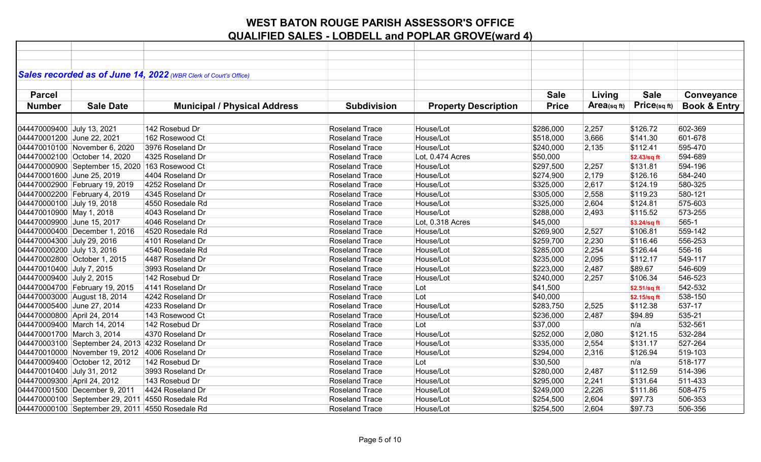# WEST BATON ROUGE PARISH ASSESSOR'S OFFICE
## QUALIFIED SALES - LOBDELL and POPLAR GROVE(ward 4)

***Sales recorded as of June 14, 2022** (WBR Clerk of Court's Office)*

| Parcel Number | Sale Date | Municipal / Physical Address | Subdivision | Property Description | Sale Price | Living Area(sq ft) | Sale Price(sq ft) | Conveyance Book & Entry |
|---|---|---|---|---|---|---|---|---|
| 044470009400 | July 13, 2021 | 142 Rosebud Dr | Roseland Trace | House/Lot | $286,000 | 2,257 | $126.72 | 602-369 |
| 044470001200 | June 22, 2021 | 162 Rosewood Ct | Roseland Trace | House/Lot | $518,000 | 3,666 | $141.30 | 601-678 |
| 044470010100 | November 6, 2020 | 3976 Roseland Dr | Roseland Trace | House/Lot | $240,000 | 2,135 | $112.41 | 595-470 |
| 044470002100 | October 14, 2020 | 4325 Roseland Dr | Roseland Trace | Lot, 0.474 Acres | $50,000 | | $2.43/sq ft | 594-689 |
| 044470000900 | September 15, 2020 | 163 Rosewood Ct | Roseland Trace | House/Lot | $297,500 | 2,257 | $131.81 | 594-196 |
| 044470001600 | June 25, 2019 | 4404 Roseland Dr | Roseland Trace | House/Lot | $274,900 | 2,179 | $126.16 | 584-240 |
| 044470002900 | February 19, 2019 | 4252 Roseland Dr | Roseland Trace | House/Lot | $325,000 | 2,617 | $124.19 | 580-325 |
| 044470002200 | February 4, 2019 | 4345 Roseland Dr | Roseland Trace | House/Lot | $305,000 | 2,558 | $119.23 | 580-121 |
| 044470000100 | July 19, 2018 | 4550 Rosedale Rd | Roseland Trace | House/Lot | $325,000 | 2,604 | $124.81 | 575-603 |
| 044470010900 | May 1, 2018 | 4043 Roseland Dr | Roseland Trace | House/Lot | $288,000 | 2,493 | $115.52 | 573-255 |
| 044470009900 | June 15, 2017 | 4046 Roseland Dr | Roseland Trace | Lot, 0.318 Acres | $45,000 | | $3.24/sq ft | 565-1 |
| 044470000400 | December 1, 2016 | 4520 Rosedale Rd | Roseland Trace | House/Lot | $269,900 | 2,527 | $106.81 | 559-142 |
| 044470004300 | July 29, 2016 | 4101 Roseland Dr | Roseland Trace | House/Lot | $259,700 | 2,230 | $116.46 | 556-253 |
| 044470000200 | July 13, 2016 | 4540 Rosedale Rd | Roseland Trace | House/Lot | $285,000 | 2,254 | $126.44 | 556-16 |
| 044470002800 | October 1, 2015 | 4487 Roseland Dr | Roseland Trace | House/Lot | $235,000 | 2,095 | $112.17 | 549-117 |
| 044470010400 | July 7, 2015 | 3993 Roseland Dr | Roseland Trace | House/Lot | $223,000 | 2,487 | $89.67 | 546-609 |
| 044470009400 | July 2, 2015 | 142 Rosebud Dr | Roseland Trace | House/Lot | $240,000 | 2,257 | $106.34 | 546-523 |
| 044470004700 | February 19, 2015 | 4141 Roseland Dr | Roseland Trace | Lot | $41,500 | | $2.51/sq ft | 542-532 |
| 044470003000 | August 18, 2014 | 4242 Roseland Dr | Roseland Trace | Lot | $40,000 | | $2.15/sq ft | 538-150 |
| 044470005400 | June 27, 2014 | 4233 Roseland Dr | Roseland Trace | House/Lot | $283,750 | 2,525 | $112.38 | 537-17 |
| 044470000800 | April 24, 2014 | 143 Rosewood Ct | Roseland Trace | House/Lot | $236,000 | 2,487 | $94.89 | 535-21 |
| 044470009400 | March 14, 2014 | 142 Rosebud Dr | Roseland Trace | Lot | $37,000 | | n/a | 532-561 |
| 044470001700 | March 3, 2014 | 4370 Roseland Dr | Roseland Trace | House/Lot | $252,000 | 2,080 | $121.15 | 532-284 |
| 044470003100 | September 24, 2013 | 4232 Roseland Dr | Roseland Trace | House/Lot | $335,000 | 2,554 | $131.17 | 527-264 |
| 044470010000 | November 19, 2012 | 4006 Roseland Dr | Roseland Trace | House/Lot | $294,000 | 2,316 | $126.94 | 519-103 |
| 044470009400 | October 12, 2012 | 142 Rosebud Dr | Roseland Trace | Lot | $30,500 | | n/a | 518-177 |
| 044470010400 | July 31, 2012 | 3993 Roseland Dr | Roseland Trace | House/Lot | $280,000 | 2,487 | $112.59 | 514-396 |
| 044470009300 | April 24, 2012 | 143 Rosebud Dr | Roseland Trace | House/Lot | $295,000 | 2,241 | $131.64 | 511-433 |
| 044470001500 | December 9, 2011 | 4424 Roseland Dr | Roseland Trace | House/Lot | $249,000 | 2,226 | $111.86 | 508-475 |
| 044470000100 | September 29, 2011 | 4550 Rosedale Rd | Roseland Trace | House/Lot | $254,500 | 2,604 | $97.73 | 506-353 |
| 044470000100 | September 29, 2011 | 4550 Rosedale Rd | Roseland Trace | House/Lot | $254,500 | 2,604 | $97.73 | 506-356 |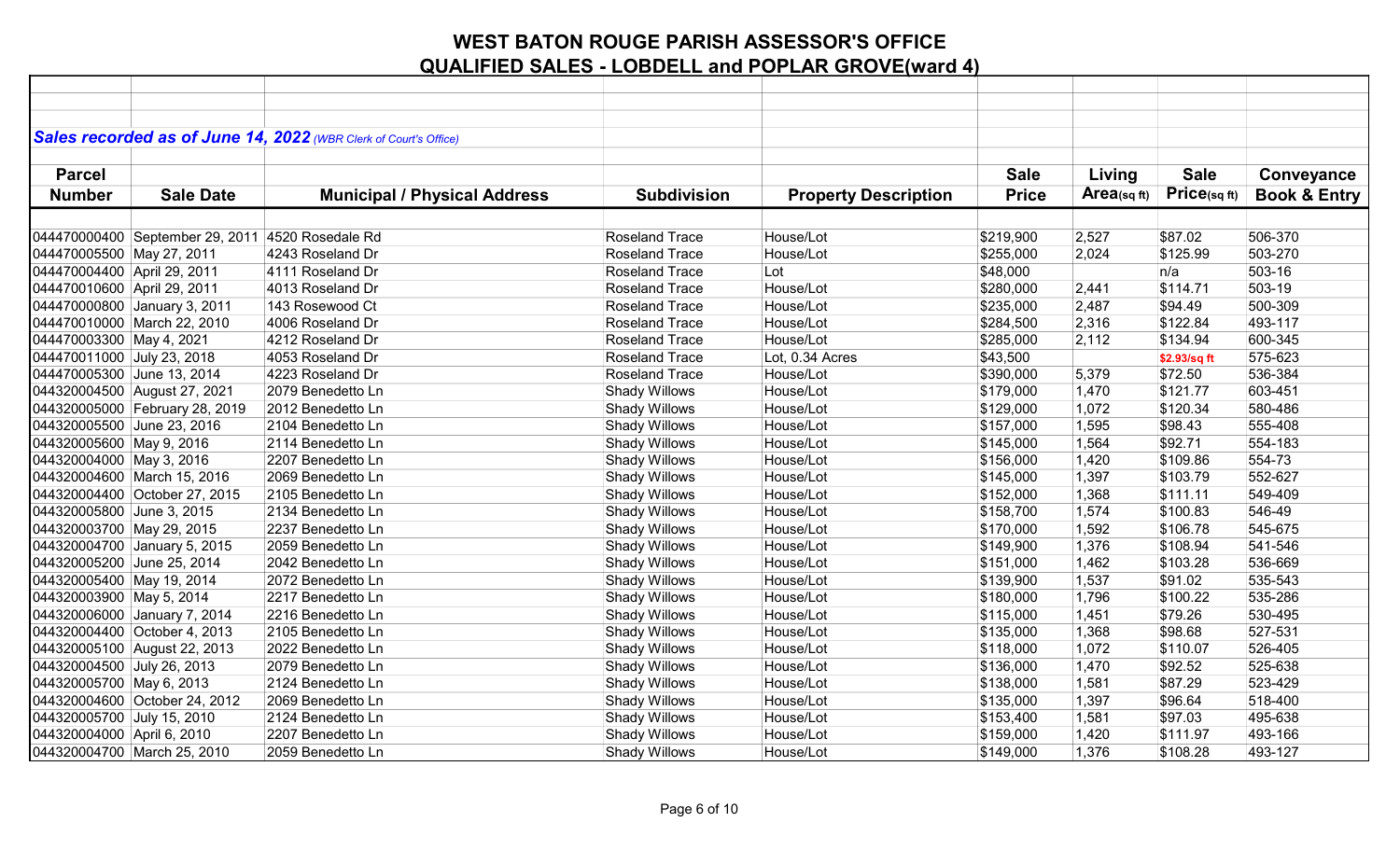# WEST BATON ROUGE PARISH ASSESSOR'S OFFICE
## QUALIFIED SALES - LOBDELL and POPLAR GROVE(ward 4)

***Sales recorded as of June 14, 2022*** *(WBR Clerk of Court's Office)*

| Parcel Number | Sale Date | Municipal / Physical Address | Subdivision | Property Description | Sale Price | Living Area(sq ft) | Sale Price(sq ft) | Conveyance Book & Entry |
|---|---|---|---|---|---|---|---|---|
| 044470000400 | September 29, 2011 | 4520 Rosedale Rd | Roseland Trace | House/Lot | $219,900 | 2,527 | $87.02 | 506-370 |
| 044470005500 | May 27, 2011 | 4243 Roseland Dr | Roseland Trace | House/Lot | $255,000 | 2,024 | $125.99 | 503-270 |
| 044470004400 | April 29, 2011 | 4111 Roseland Dr | Roseland Trace | Lot | $48,000 | | n/a | 503-16 |
| 044470010600 | April 29, 2011 | 4013 Roseland Dr | Roseland Trace | House/Lot | $280,000 | 2,441 | $114.71 | 503-19 |
| 044470000800 | January 3, 2011 | 143 Rosewood Ct | Roseland Trace | House/Lot | $235,000 | 2,487 | $94.49 | 500-309 |
| 044470010000 | March 22, 2010 | 4006 Roseland Dr | Roseland Trace | House/Lot | $284,500 | 2,316 | $122.84 | 493-117 |
| 044470003300 | May 4, 2021 | 4212 Roseland Dr | Roseland Trace | House/Lot | $285,000 | 2,112 | $134.94 | 600-345 |
| 044470011000 | July 23, 2018 | 4053 Roseland Dr | Roseland Trace | Lot, 0.34 Acres | $43,500 | | $2.93/sq ft | 575-623 |
| 044470005300 | June 13, 2014 | 4223 Roseland Dr | Roseland Trace | House/Lot | $390,000 | 5,379 | $72.50 | 536-384 |
| 044320004500 | August 27, 2021 | 2079 Benedetto Ln | Shady Willows | House/Lot | $179,000 | 1,470 | $121.77 | 603-451 |
| 044320005000 | February 28, 2019 | 2012 Benedetto Ln | Shady Willows | House/Lot | $129,000 | 1,072 | $120.34 | 580-486 |
| 044320005500 | June 23, 2016 | 2104 Benedetto Ln | Shady Willows | House/Lot | $157,000 | 1,595 | $98.43 | 555-408 |
| 044320005600 | May 9, 2016 | 2114 Benedetto Ln | Shady Willows | House/Lot | $145,000 | 1,564 | $92.71 | 554-183 |
| 044320004000 | May 3, 2016 | 2207 Benedetto Ln | Shady Willows | House/Lot | $156,000 | 1,420 | $109.86 | 554-73 |
| 044320004600 | March 15, 2016 | 2069 Benedetto Ln | Shady Willows | House/Lot | $145,000 | 1,397 | $103.79 | 552-627 |
| 044320004400 | October 27, 2015 | 2105 Benedetto Ln | Shady Willows | House/Lot | $152,000 | 1,368 | $111.11 | 549-409 |
| 044320005800 | June 3, 2015 | 2134 Benedetto Ln | Shady Willows | House/Lot | $158,700 | 1,574 | $100.83 | 546-49 |
| 044320003700 | May 29, 2015 | 2237 Benedetto Ln | Shady Willows | House/Lot | $170,000 | 1,592 | $106.78 | 545-675 |
| 044320004700 | January 5, 2015 | 2059 Benedetto Ln | Shady Willows | House/Lot | $149,900 | 1,376 | $108.94 | 541-546 |
| 044320005200 | June 25, 2014 | 2042 Benedetto Ln | Shady Willows | House/Lot | $151,000 | 1,462 | $103.28 | 536-669 |
| 044320005400 | May 19, 2014 | 2072 Benedetto Ln | Shady Willows | House/Lot | $139,900 | 1,537 | $91.02 | 535-543 |
| 044320003900 | May 5, 2014 | 2217 Benedetto Ln | Shady Willows | House/Lot | $180,000 | 1,796 | $100.22 | 535-286 |
| 044320006000 | January 7, 2014 | 2216 Benedetto Ln | Shady Willows | House/Lot | $115,000 | 1,451 | $79.26 | 530-495 |
| 044320004400 | October 4, 2013 | 2105 Benedetto Ln | Shady Willows | House/Lot | $135,000 | 1,368 | $98.68 | 527-531 |
| 044320005100 | August 22, 2013 | 2022 Benedetto Ln | Shady Willows | House/Lot | $118,000 | 1,072 | $110.07 | 526-405 |
| 044320004500 | July 26, 2013 | 2079 Benedetto Ln | Shady Willows | House/Lot | $136,000 | 1,470 | $92.52 | 525-638 |
| 044320005700 | May 6, 2013 | 2124 Benedetto Ln | Shady Willows | House/Lot | $138,000 | 1,581 | $87.29 | 523-429 |
| 044320004600 | October 24, 2012 | 2069 Benedetto Ln | Shady Willows | House/Lot | $135,000 | 1,397 | $96.64 | 518-400 |
| 044320005700 | July 15, 2010 | 2124 Benedetto Ln | Shady Willows | House/Lot | $153,400 | 1,581 | $97.03 | 495-638 |
| 044320004000 | April 6, 2010 | 2207 Benedetto Ln | Shady Willows | House/Lot | $159,000 | 1,420 | $111.97 | 493-166 |
| 044320004700 | March 25, 2010 | 2059 Benedetto Ln | Shady Willows | House/Lot | $149,000 | 1,376 | $108.28 | 493-127 |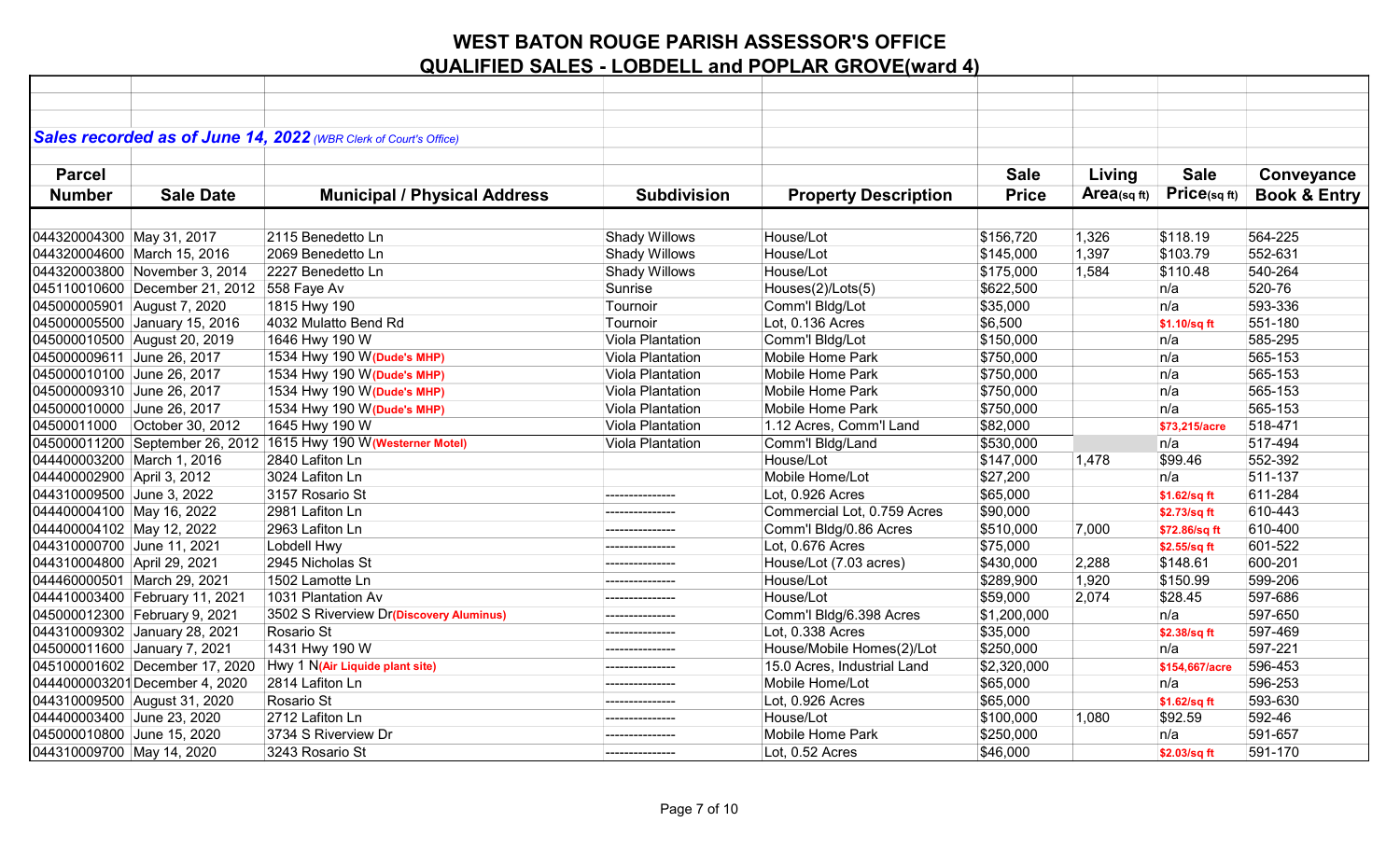# WEST BATON ROUGE PARISH ASSESSOR'S OFFICE
## QUALIFIED SALES - LOBDELL and POPLAR GROVE(ward 4)

***Sales recorded as of June 14, 2022*** *(WBR Clerk of Court's Office)*

| Parcel Number | Sale Date | Municipal / Physical Address | Subdivision | Property Description | Sale Price | Living Area(sq ft) | Sale Price(sq ft) | Conveyance Book & Entry |
|---|---|---|---|---|---|---|---|---|
| 044320004300 | May 31, 2017 | 2115 Benedetto Ln | Shady Willows | House/Lot | $156,720 | 1,326 | $118.19 | 564-225 |
| 044320004600 | March 15, 2016 | 2069 Benedetto Ln | Shady Willows | House/Lot | $145,000 | 1,397 | $103.79 | 552-631 |
| 044320003800 | November 3, 2014 | 2227 Benedetto Ln | Shady Willows | House/Lot | $175,000 | 1,584 | $110.48 | 540-264 |
| 045110010600 | December 21, 2012 | 558 Faye Av | Sunrise | Houses(2)/Lots(5) | $622,500 | | n/a | 520-76 |
| 045000005901 | August 7, 2020 | 1815 Hwy 190 | Tournoir | Comm'l Bldg/Lot | $35,000 | | n/a | 593-336 |
| 045000005500 | January 15, 2016 | 4032 Mulatto Bend Rd | Tournoir | Lot, 0.136 Acres | $6,500 | | **$1.10/sq ft** | 551-180 |
| 045000010500 | August 20, 2019 | 1646 Hwy 190 W | Viola Plantation | Comm'l Bldg/Lot | $150,000 | | n/a | 585-295 |
| 045000009611 | June 26, 2017 | 1534 Hwy 190 W **(Dude's MHP)** | Viola Plantation | Mobile Home Park | $750,000 | | n/a | 565-153 |
| 045000010100 | June 26, 2017 | 1534 Hwy 190 W **(Dude's MHP)** | Viola Plantation | Mobile Home Park | $750,000 | | n/a | 565-153 |
| 045000009310 | June 26, 2017 | 1534 Hwy 190 W **(Dude's MHP)** | Viola Plantation | Mobile Home Park | $750,000 | | n/a | 565-153 |
| 045000010000 | June 26, 2017 | 1534 Hwy 190 W **(Dude's MHP)** | Viola Plantation | Mobile Home Park | $750,000 | | n/a | 565-153 |
| 04500011000 | October 30, 2012 | 1645 Hwy 190 W | Viola Plantation | 1.12 Acres, Comm'l Land | $82,000 | | **$73,215/acre** | 518-471 |
| 045000011200 | September 26, 2012 | 1615 Hwy 190 W **(Westerner Motel)** | Viola Plantation | Comm'l Bldg/Land | $530,000 | | n/a | 517-494 |
| 044400003200 | March 1, 2016 | 2840 Lafiton Ln | | House/Lot | $147,000 | 1,478 | $99.46 | 552-392 |
| 044400002900 | April 3, 2012 | 3024 Lafiton Ln | | Mobile Home/Lot | $27,200 | | n/a | 511-137 |
| 044310009500 | June 3, 2022 | 3157 Rosario St | --------------- | Lot, 0.926 Acres | $65,000 | | **$1.62/sq ft** | 611-284 |
| 044400004100 | May 16, 2022 | 2981 Lafiton Ln | --------------- | Commercial Lot, 0.759 Acres | $90,000 | | **$2.73/sq ft** | 610-443 |
| 044400004102 | May 12, 2022 | 2963 Lafiton Ln | --------------- | Comm'l Bldg/0.86 Acres | $510,000 | 7,000 | **$72.86/sq ft** | 610-400 |
| 044310000700 | June 11, 2021 | Lobdell Hwy | --------------- | Lot, 0.676 Acres | $75,000 | | **$2.55/sq ft** | 601-522 |
| 044310004800 | April 29, 2021 | 2945 Nicholas St | --------------- | House/Lot (7.03 acres) | $430,000 | 2,288 | $148.61 | 600-201 |
| 044460000501 | March 29, 2021 | 1502 Lamotte Ln | --------------- | House/Lot | $289,900 | 1,920 | $150.99 | 599-206 |
| 044410003400 | February 11, 2021 | 1031 Plantation Av | --------------- | House/Lot | $59,000 | 2,074 | $28.45 | 597-686 |
| 045000012300 | February 9, 2021 | 3502 S Riverview Dr **(Discovery Aluminus)** | --------------- | Comm'l Bldg/6.398 Acres | $1,200,000 | | n/a | 597-650 |
| 044310009302 | January 28, 2021 | Rosario St | --------------- | Lot, 0.338 Acres | $35,000 | | **$2.38/sq ft** | 597-469 |
| 045000011600 | January 7, 2021 | 1431 Hwy 190 W | --------------- | House/Mobile Homes(2)/Lot | $250,000 | | n/a | 597-221 |
| 045100001602 | December 17, 2020 | Hwy 1 N **(Air Liquide plant site)** | --------------- | 15.0 Acres, Industrial Land | $2,320,000 | | **$154,667/acre** | 596-453 |
| 0444000003201 | December 4, 2020 | 2814 Lafiton Ln | --------------- | Mobile Home/Lot | $65,000 | | n/a | 596-253 |
| 044310009500 | August 31, 2020 | Rosario St | --------------- | Lot, 0.926 Acres | $65,000 | | **$1.62/sq ft** | 593-630 |
| 044400003400 | June 23, 2020 | 2712 Lafiton Ln | --------------- | House/Lot | $100,000 | 1,080 | $92.59 | 592-46 |
| 045000010800 | June 15, 2020 | 3734 S Riverview Dr | --------------- | Mobile Home Park | $250,000 | | n/a | 591-657 |
| 044310009700 | May 14, 2020 | 3243 Rosario St | --------------- | Lot, 0.52 Acres | $46,000 | | **$2.03/sq ft** | 591-170 |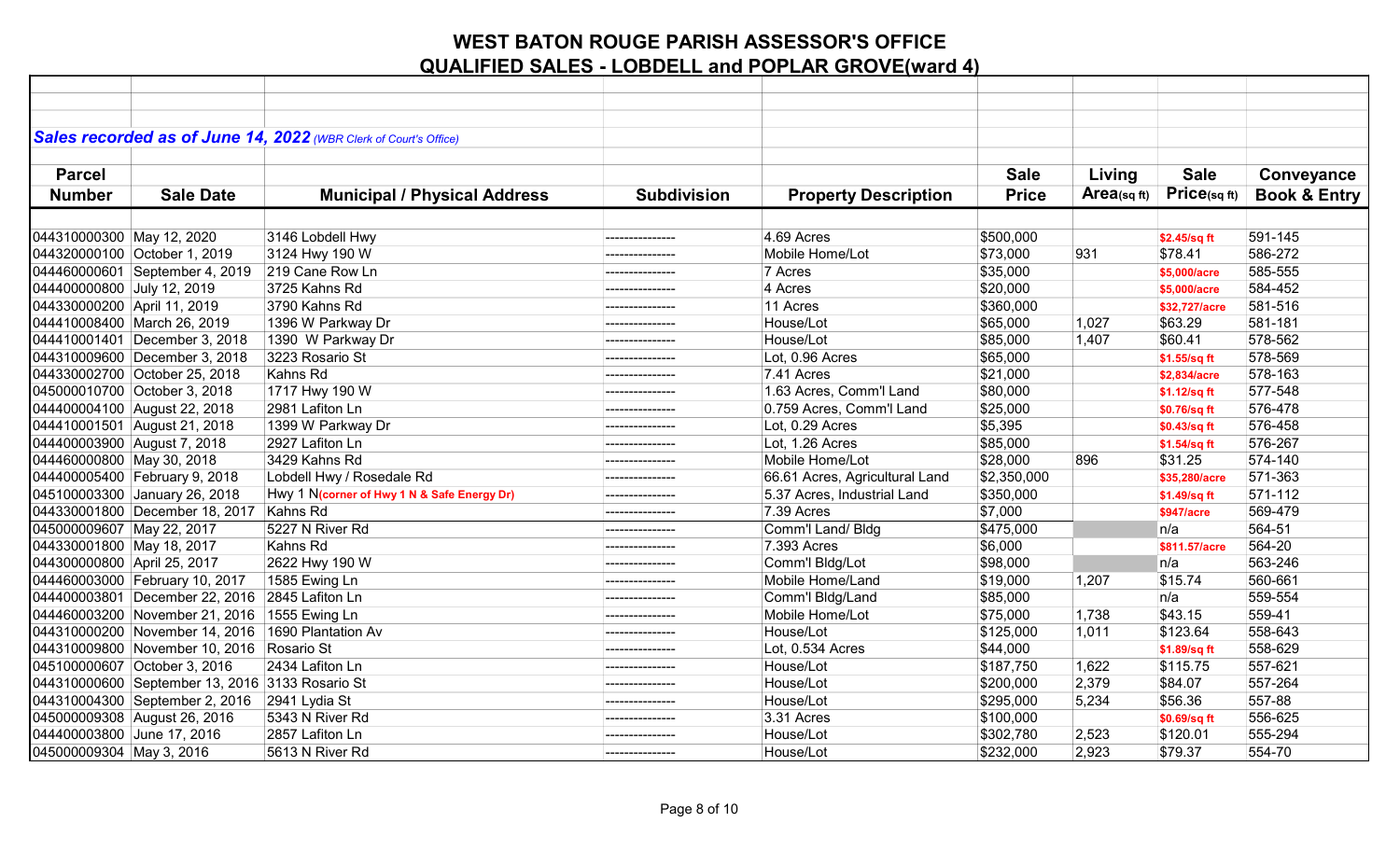# WEST BATON ROUGE PARISH ASSESSOR'S OFFICE
## QUALIFIED SALES - LOBDELL and POPLAR GROVE(ward 4)

***Sales recorded as of June 14, 2022*** *(WBR Clerk of Court's Office)*

| Parcel Number | Sale Date | Municipal / Physical Address | Subdivision | Property Description | Sale Price | Living Area(sq ft) | Sale Price(sq ft) | Conveyance Book & Entry |
|---|---|---|---|---|---|---|---|---|
| 044310000300 | May 12, 2020 | 3146 Lobdell Hwy | --------------- | 4.69 Acres | $500,000 | | $2.45/sq ft | 591-145 |
| 044320000100 | October 1, 2019 | 3124 Hwy 190 W | --------------- | Mobile Home/Lot | $73,000 | 931 | $78.41 | 586-272 |
| 044460000601 | September 4, 2019 | 219 Cane Row Ln | --------------- | 7 Acres | $35,000 | | $5,000/acre | 585-555 |
| 044400000800 | July 12, 2019 | 3725 Kahns Rd | --------------- | 4 Acres | $20,000 | | $5,000/acre | 584-452 |
| 044330000200 | April 11, 2019 | 3790 Kahns Rd | --------------- | 11 Acres | $360,000 | | $32,727/acre | 581-516 |
| 044410008400 | March 26, 2019 | 1396 W Parkway Dr | --------------- | House/Lot | $65,000 | 1,027 | $63.29 | 581-181 |
| 044410001401 | December 3, 2018 | 1390 W Parkway Dr | --------------- | House/Lot | $85,000 | 1,407 | $60.41 | 578-562 |
| 044310009600 | December 3, 2018 | 3223 Rosario St | --------------- | Lot, 0.96 Acres | $65,000 | | $1.55/sq ft | 578-569 |
| 044330002700 | October 25, 2018 | Kahns Rd | --------------- | 7.41 Acres | $21,000 | | $2,834/acre | 578-163 |
| 045000010700 | October 3, 2018 | 1717 Hwy 190 W | --------------- | 1.63 Acres, Comm'l Land | $80,000 | | $1.12/sq ft | 577-548 |
| 044400004100 | August 22, 2018 | 2981 Lafiton Ln | --------------- | 0.759 Acres, Comm'l Land | $25,000 | | $0.76/sq ft | 576-478 |
| 044410001501 | August 21, 2018 | 1399 W Parkway Dr | --------------- | Lot, 0.29 Acres | $5,395 | | $0.43/sq ft | 576-458 |
| 044400003900 | August 7, 2018 | 2927 Lafiton Ln | --------------- | Lot, 1.26 Acres | $85,000 | | $1.54/sq ft | 576-267 |
| 044460000800 | May 30, 2018 | 3429 Kahns Rd | --------------- | Mobile Home/Lot | $28,000 | 896 | $31.25 | 574-140 |
| 044400005400 | February 9, 2018 | Lobdell Hwy / Rosedale Rd | --------------- | 66.61 Acres, Agricultural Land | $2,350,000 | | $35,280/acre | 571-363 |
| 045100003300 | January 26, 2018 | Hwy 1 N**(corner of Hwy 1 N & Safe Energy Dr)** | --------------- | 5.37 Acres, Industrial Land | $350,000 | | $1.49/sq ft | 571-112 |
| 044330001800 | December 18, 2017 | Kahns Rd | --------------- | 7.39 Acres | $7,000 | | $947/acre | 569-479 |
| 045000009607 | May 22, 2017 | 5227 N River Rd | --------------- | Comm'l Land/ Bldg | $475,000 | | n/a | 564-51 |
| 044330001800 | May 18, 2017 | Kahns Rd | --------------- | 7.393 Acres | $6,000 | | $811.57/acre | 564-20 |
| 044300000800 | April 25, 2017 | 2622 Hwy 190 W | --------------- | Comm'l Bldg/Lot | $98,000 | | n/a | 563-246 |
| 044460003000 | February 10, 2017 | 1585 Ewing Ln | --------------- | Mobile Home/Land | $19,000 | 1,207 | $15.74 | 560-661 |
| 044400003801 | December 22, 2016 | 2845 Lafiton Ln | --------------- | Comm'l Bldg/Land | $85,000 | | n/a | 559-554 |
| 044460003200 | November 21, 2016 | 1555 Ewing Ln | --------------- | Mobile Home/Lot | $75,000 | 1,738 | $43.15 | 559-41 |
| 044310000200 | November 14, 2016 | 1690 Plantation Av | --------------- | House/Lot | $125,000 | 1,011 | $123.64 | 558-643 |
| 044310009800 | November 10, 2016 | Rosario St | --------------- | Lot, 0.534 Acres | $44,000 | | $1.89/sq ft | 558-629 |
| 045100000607 | October 3, 2016 | 2434 Lafiton Ln | --------------- | House/Lot | $187,750 | 1,622 | $115.75 | 557-621 |
| 044310000600 | September 13, 2016 | 3133 Rosario St | --------------- | House/Lot | $200,000 | 2,379 | $84.07 | 557-264 |
| 044310004300 | September 2, 2016 | 2941 Lydia St | --------------- | House/Lot | $295,000 | 5,234 | $56.36 | 557-88 |
| 045000009308 | August 26, 2016 | 5343 N River Rd | --------------- | 3.31 Acres | $100,000 | | $0.69/sq ft | 556-625 |
| 044400003800 | June 17, 2016 | 2857 Lafiton Ln | --------------- | House/Lot | $302,780 | 2,523 | $120.01 | 555-294 |
| 045000009304 | May 3, 2016 | 5613 N River Rd | --------------- | House/Lot | $232,000 | 2,923 | $79.37 | 554-70 |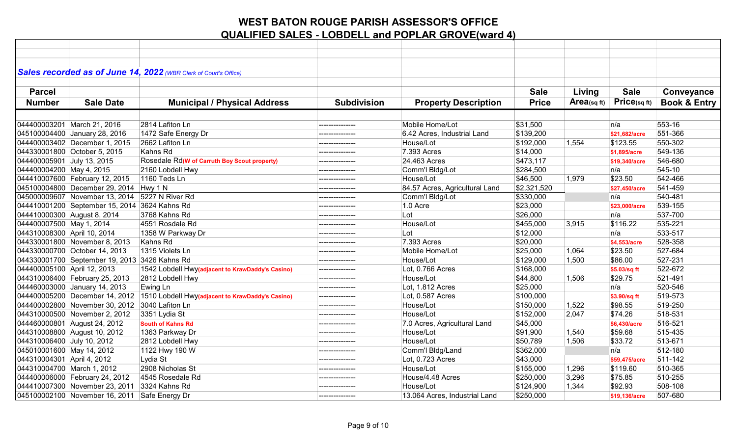# WEST BATON ROUGE PARISH ASSESSOR'S OFFICE
## QUALIFIED SALES - LOBDELL and POPLAR GROVE(ward 4)

***Sales recorded as of June 14, 2022*** *(WBR Clerk of Court's Office)*

| Parcel Number | Sale Date | Municipal / Physical Address | Subdivision | Property Description | Sale Price | Living Area(sq ft) | Sale Price(sq ft) | Conveyance Book & Entry |
|---|---|---|---|---|---|---|---|---|
| 044400003201 | March 21, 2016 | 2814 Lafiton Ln | --------------- | Mobile Home/Lot | $31,500 | | n/a | 553-16 |
| 045100004400 | January 28, 2016 | 1472 Safe Energy Dr | --------------- | 6.42 Acres, Industrial Land | $139,200 | | $21,682/acre | 551-366 |
| 044400003402 | December 1, 2015 | 2662 Lafiton Ln | --------------- | House/Lot | $192,000 | 1,554 | $123.55 | 550-302 |
| 044330001800 | October 5, 2015 | Kahns Rd | --------------- | 7.393 Acres | $14,000 | | $1,895/acre | 549-136 |
| 044400005901 | July 13, 2015 | Rosedale Rd(W of Carruth Boy Scout property) | --------------- | 24.463 Acres | $473,117 | | $19,340/acre | 546-680 |
| 044400004200 | May 4, 2015 | 2160 Lobdell Hwy | --------------- | Comm'l Bldg/Lot | $284,500 | | n/a | 545-10 |
| 044410007600 | February 12, 2015 | 1160 Teds Ln | --------------- | House/Lot | $46,500 | 1,979 | $23.50 | 542-466 |
| 045100004800 | December 29, 2014 | Hwy 1 N | --------------- | 84.57 Acres, Agricultural Land | $2,321,520 | | $27,450/acre | 541-459 |
| 045000009607 | November 13, 2014 | 5227 N River Rd | --------------- | Comm'l Bldg/Lot | $330,000 | | n/a | 540-481 |
| 044410001200 | September 15, 2014 | 3624 Kahns Rd | --------------- | 1.0 Acre | $23,000 | | $23,000/acre | 539-155 |
| 044410000300 | August 8, 2014 | 3768 Kahns Rd | --------------- | Lot | $26,000 | | n/a | 537-700 |
| 044400007500 | May 1, 2014 | 4551 Rosdale Rd | --------------- | House/Lot | $455,000 | 3,915 | $116.22 | 535-221 |
| 044310008300 | April 10, 2014 | 1358 W Parkway Dr | --------------- | Lot | $12,000 | | n/a | 533-517 |
| 044330001800 | November 8, 2013 | Kahns Rd | --------------- | 7.393 Acres | $20,000 | | $4,553/acre | 528-358 |
| 044330000700 | October 14, 2013 | 1315 Violets Ln | --------------- | Mobile Home/Lot | $25,000 | 1,064 | $23.50 | 527-684 |
| 044330001700 | September 19, 2013 | 3426 Kahns Rd | --------------- | House/Lot | $129,000 | 1,500 | $86.00 | 527-231 |
| 044400005100 | April 12, 2013 | 1542 Lobdell Hwy(adjacent to KrawDaddy's Casino) | --------------- | Lot, 0.766 Acres | $168,000 | | $5.03/sq ft | 522-672 |
| 044310006400 | February 25, 2013 | 2812 Lobdell Hwy | --------------- | House/Lot | $44,800 | 1,506 | $29.75 | 521-491 |
| 044460003000 | January 14, 2013 | Ewing Ln | --------------- | Lot, 1.812 Acres | $25,000 | | n/a | 520-546 |
| 044400005200 | December 14, 2012 | 1510 Lobdell Hwy(adjacent to KrawDaddy's Casino) | --------------- | Lot, 0.587 Acres | $100,000 | | $3.90/sq ft | 519-573 |
| 044400002800 | November 30, 2012 | 3040 Lafiton Ln | --------------- | House/Lot | $150,000 | 1,522 | $98.55 | 519-250 |
| 044310000500 | November 2, 2012 | 3351 Lydia St | --------------- | House/Lot | $152,000 | 2,047 | $74.26 | 518-531 |
| 044460000801 | August 24, 2012 | South of Kahns Rd | --------------- | 7.0 Acres, Agricultural Land | $45,000 | | $6,430/acre | 516-521 |
| 044310008800 | August 10, 2012 | 1363 Parkway Dr | --------------- | House/Lot | $91,900 | 1,540 | $59.68 | 515-435 |
| 044310006400 | July 10, 2012 | 2812 Lobdell Hwy | --------------- | House/Lot | $50,789 | 1,506 | $33.72 | 513-671 |
| 045010001600 | May 14, 2012 | 1122 Hwy 190 W | --------------- | Comm'l Bldg/Land | $362,000 | | n/a | 512-180 |
| 044310004301 | April 4, 2012 | Lydia St | --------------- | Lot, 0.723 Acres | $43,000 | | $59,475/acre | 511-142 |
| 044310004700 | March 1, 2012 | 2908 Nicholas St | --------------- | House/Lot | $155,000 | 1,296 | $119.60 | 510-365 |
| 044400006000 | February 24, 2012 | 4545 Rosedale Rd | --------------- | House/4.48 Acres | $250,000 | 3,296 | $75.85 | 510-255 |
| 044410007300 | November 23, 2011 | 3324 Kahns Rd | --------------- | House/Lot | $124,900 | 1,344 | $92.93 | 508-108 |
| 045100002100 | November 16, 2011 | Safe Energy Dr | --------------- | 13.064 Acres, Industrial Land | $250,000 | | $19,136/acre | 507-680 |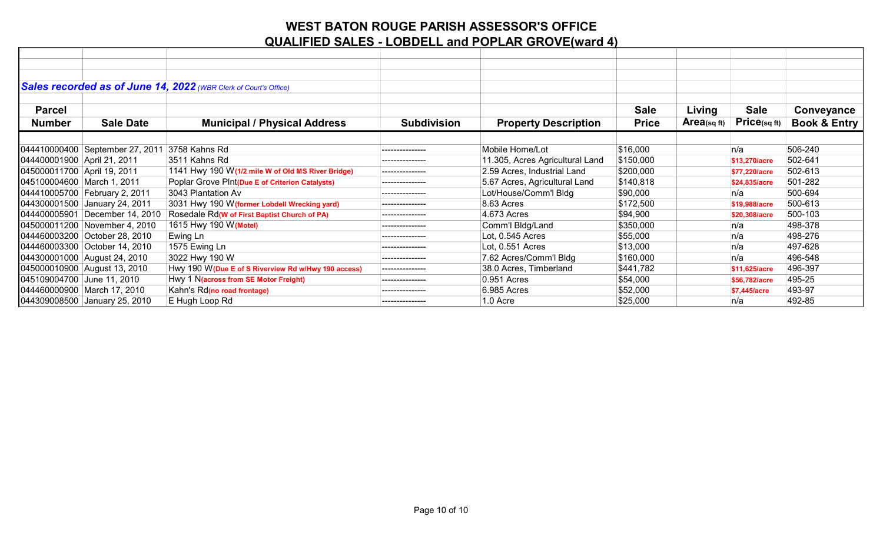# WEST BATON ROUGE PARISH ASSESSOR'S OFFICE

## QUALIFIED SALES - LOBDELL and POPLAR GROVE(ward 4)

***Sales recorded as of June 14, 2022*** *(WBR Clerk of Court's Office)*

| Parcel Number | Sale Date | Municipal / Physical Address | Subdivision | Property Description | Sale Price | Living Area(sq ft) | Sale Price(sq ft) | Conveyance Book & Entry |
|---|---|---|---|---|---|---|---|---|
| 044410000400 | September 27, 2011 | 3758 Kahns Rd | --------------- | Mobile Home/Lot | $16,000 | | n/a | 506-240 |
| 044400001900 | April 21, 2011 | 3511 Kahns Rd | --------------- | 11.305, Acres Agricultural Land | $150,000 | | $13,270/acre | 502-641 |
| 045000011700 | April 19, 2011 | 1141 Hwy 190 W(1/2 mile W of Old MS River Bridge) | --------------- | 2.59 Acres, Industrial Land | $200,000 | | $77,220/acre | 502-613 |
| 045100004600 | March 1, 2011 | Poplar Grove Plnt(Due E of Criterion Catalysts) | --------------- | 5.67 Acres, Agricultural Land | $140,818 | | $24,835/acre | 501-282 |
| 044410005700 | February 2, 2011 | 3043 Plantation Av | --------------- | Lot/House/Comm'l Bldg | $90,000 | | n/a | 500-694 |
| 044300001500 | January 24, 2011 | 3031 Hwy 190 W(former Lobdell Wrecking yard) | --------------- | 8.63 Acres | $172,500 | | $19,988/acre | 500-613 |
| 044400005901 | December 14, 2010 | Rosedale Rd(W of First Baptist Church of PA) | --------------- | 4.673 Acres | $94,900 | | $20,308/acre | 500-103 |
| 045000011200 | November 4, 2010 | 1615 Hwy 190 W(Motel) | --------------- | Comm'l Bldg/Land | $350,000 | | n/a | 498-378 |
| 044460003200 | October 28, 2010 | Ewing Ln | --------------- | Lot, 0.545 Acres | $55,000 | | n/a | 498-276 |
| 044460003300 | October 14, 2010 | 1575 Ewing Ln | --------------- | Lot, 0.551 Acres | $13,000 | | n/a | 497-628 |
| 044300001000 | August 24, 2010 | 3022 Hwy 190 W | --------------- | 7.62 Acres/Comm'l Bldg | $160,000 | | n/a | 496-548 |
| 045000010900 | August 13, 2010 | Hwy 190 W(Due E of S Riverview Rd w/Hwy 190 access) | --------------- | 38.0 Acres, Timberland | $441,782 | | $11,625/acre | 496-397 |
| 045109004700 | June 11, 2010 | Hwy 1 N(across from SE Motor Freight) | --------------- | 0.951 Acres | $54,000 | | $56,782/acre | 495-25 |
| 044460000900 | March 17, 2010 | Kahn's Rd(no road frontage) | --------------- | 6.985 Acres | $52,000 | | $7,445/acre | 493-97 |
| 044309008500 | January 25, 2010 | E Hugh Loop Rd | --------------- | 1.0 Acre | $25,000 | | n/a | 492-85 |